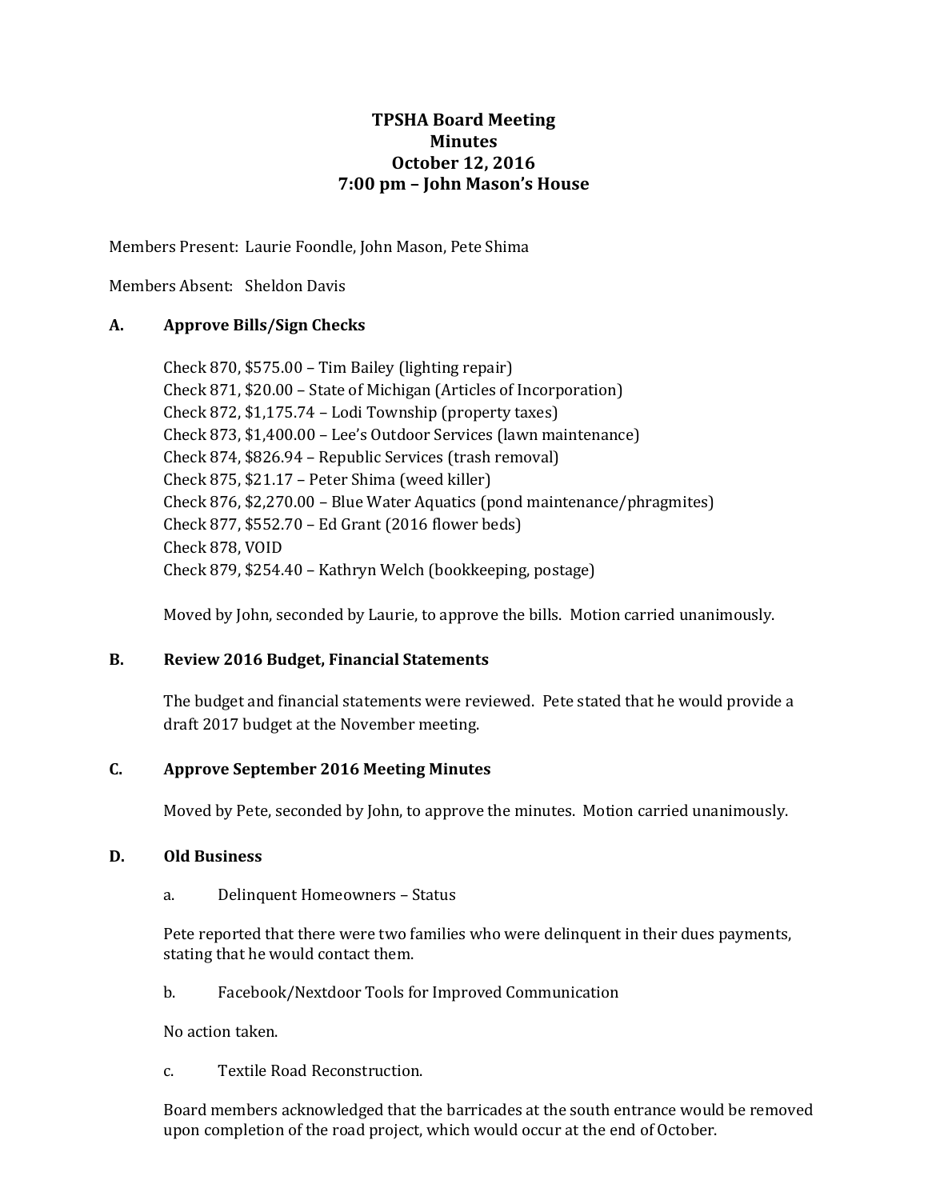# TPSHA Board Meeting
## Minutes
## October 12, 2016
## 7:00 pm – John Mason's House

Members Present: Laurie Foondle, John Mason, Pete Shima

Members Absent: Sheldon Davis

### A. Approve Bills/Sign Checks

Check 870, $575.00 – Tim Bailey (lighting repair)
Check 871, $20.00 – State of Michigan (Articles of Incorporation)
Check 872, $1,175.74 – Lodi Township (property taxes)
Check 873, $1,400.00 – Lee's Outdoor Services (lawn maintenance)
Check 874, $826.94 – Republic Services (trash removal)
Check 875, $21.17 – Peter Shima (weed killer)
Check 876, $2,270.00 – Blue Water Aquatics (pond maintenance/phragmites)
Check 877, $552.70 – Ed Grant (2016 flower beds)
Check 878, VOID
Check 879, $254.40 – Kathryn Welch (bookkeeping, postage)

Moved by John, seconded by Laurie, to approve the bills. Motion carried unanimously.

### B. Review 2016 Budget, Financial Statements

The budget and financial statements were reviewed. Pete stated that he would provide a draft 2017 budget at the November meeting.

### C. Approve September 2016 Meeting Minutes

Moved by Pete, seconded by John, to approve the minutes. Motion carried unanimously.

### D. Old Business

a. Delinquent Homeowners – Status

Pete reported that there were two families who were delinquent in their dues payments, stating that he would contact them.

b. Facebook/Nextdoor Tools for Improved Communication

No action taken.

c. Textile Road Reconstruction.

Board members acknowledged that the barricades at the south entrance would be removed upon completion of the road project, which would occur at the end of October.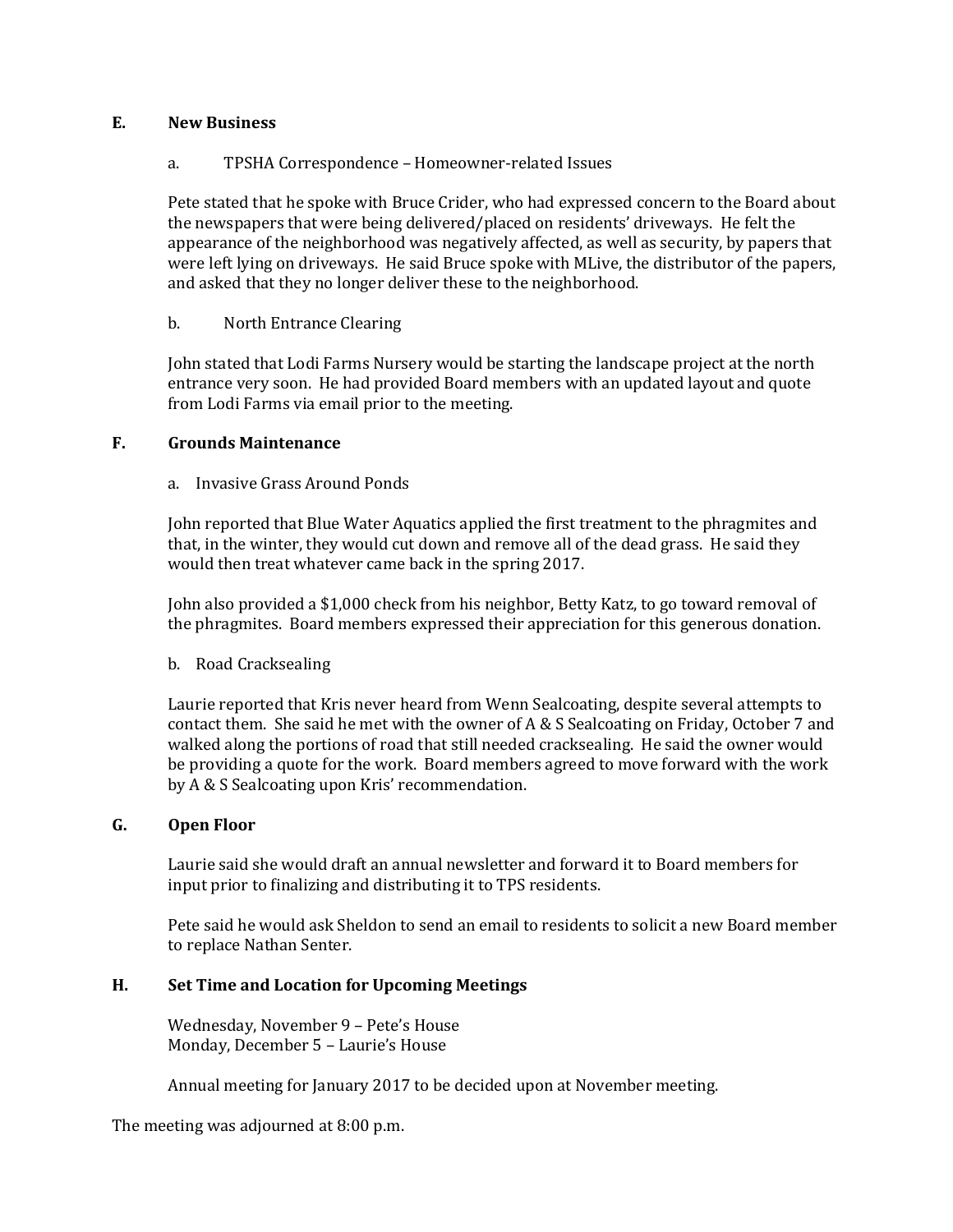## E. New Business

a. TPSHA Correspondence – Homeowner-related Issues

Pete stated that he spoke with Bruce Crider, who had expressed concern to the Board about the newspapers that were being delivered/placed on residents' driveways. He felt the appearance of the neighborhood was negatively affected, as well as security, by papers that were left lying on driveways. He said Bruce spoke with MLive, the distributor of the papers, and asked that they no longer deliver these to the neighborhood.

b. North Entrance Clearing

John stated that Lodi Farms Nursery would be starting the landscape project at the north entrance very soon. He had provided Board members with an updated layout and quote from Lodi Farms via email prior to the meeting.

## F. Grounds Maintenance

a. Invasive Grass Around Ponds

John reported that Blue Water Aquatics applied the first treatment to the phragmites and that, in the winter, they would cut down and remove all of the dead grass. He said they would then treat whatever came back in the spring 2017.

John also provided a $1,000 check from his neighbor, Betty Katz, to go toward removal of the phragmites. Board members expressed their appreciation for this generous donation.

b. Road Cracksealing

Laurie reported that Kris never heard from Wenn Sealcoating, despite several attempts to contact them. She said he met with the owner of A & S Sealcoating on Friday, October 7 and walked along the portions of road that still needed cracksealing. He said the owner would be providing a quote for the work. Board members agreed to move forward with the work by A & S Sealcoating upon Kris' recommendation.

## G. Open Floor

Laurie said she would draft an annual newsletter and forward it to Board members for input prior to finalizing and distributing it to TPS residents.

Pete said he would ask Sheldon to send an email to residents to solicit a new Board member to replace Nathan Senter.

## H. Set Time and Location for Upcoming Meetings

Wednesday, November 9 – Pete's House
Monday, December 5 – Laurie's House

Annual meeting for January 2017 to be decided upon at November meeting.

The meeting was adjourned at 8:00 p.m.